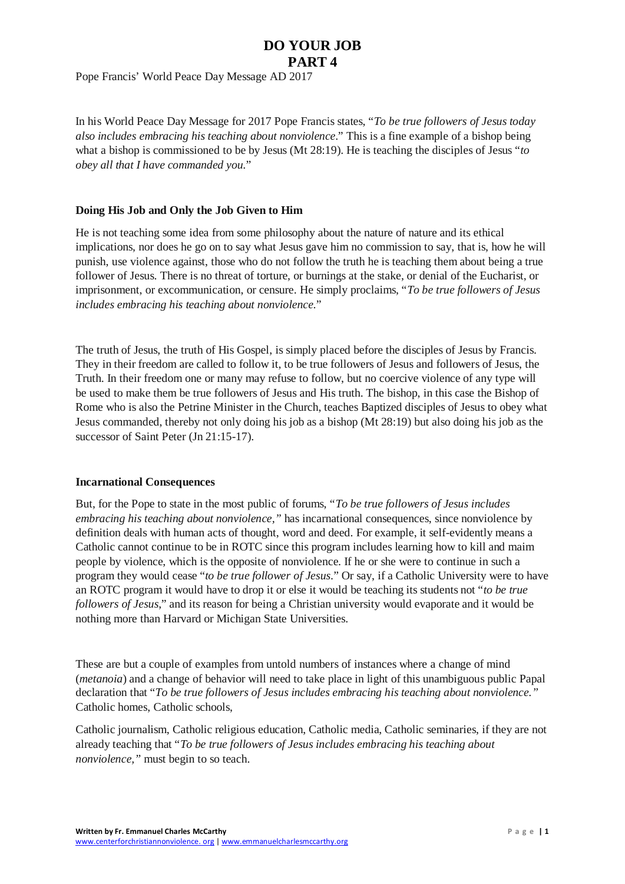# DO YOUR JOB
# PART 4

Pope Francis' World Peace Day Message AD 2017

In his World Peace Day Message for 2017 Pope Francis states, "*To be true followers of Jesus today also includes embracing his teaching about nonviolence*." This is a fine example of a bishop being what a bishop is commissioned to be by Jesus (Mt 28:19). He is teaching the disciples of Jesus "*to obey all that I have commanded you*."

**Doing His Job and Only the Job Given to Him**

He is not teaching some idea from some philosophy about the nature of nature and its ethical implications, nor does he go on to say what Jesus gave him no commission to say, that is, how he will punish, use violence against, those who do not follow the truth he is teaching them about being a true follower of Jesus. There is no threat of torture, or burnings at the stake, or denial of the Eucharist, or imprisonment, or excommunication, or censure. He simply proclaims, "*To be true followers of Jesus includes embracing his teaching about nonviolence.*"

The truth of Jesus, the truth of His Gospel, is simply placed before the disciples of Jesus by Francis. They in their freedom are called to follow it, to be true followers of Jesus and followers of Jesus, the Truth. In their freedom one or many may refuse to follow, but no coercive violence of any type will be used to make them be true followers of Jesus and His truth. The bishop, in this case the Bishop of Rome who is also the Petrine Minister in the Church, teaches Baptized disciples of Jesus to obey what Jesus commanded, thereby not only doing his job as a bishop (Mt 28:19) but also doing his job as the successor of Saint Peter (Jn 21:15-17).

**Incarnational Consequences**

But, for the Pope to state in the most public of forums, "*To be true followers of Jesus includes embracing his teaching about nonviolence,"* has incarnational consequences, since nonviolence by definition deals with human acts of thought, word and deed. For example, it self-evidently means a Catholic cannot continue to be in ROTC since this program includes learning how to kill and maim people by violence, which is the opposite of nonviolence. If he or she were to continue in such a program they would cease "*to be true follower of Jesus*." Or say, if a Catholic University were to have an ROTC program it would have to drop it or else it would be teaching its students not "*to be true followers of Jesus*," and its reason for being a Christian university would evaporate and it would be nothing more than Harvard or Michigan State Universities.

These are but a couple of examples from untold numbers of instances where a change of mind (*metanoia*) and a change of behavior will need to take place in light of this unambiguous public Papal declaration that "*To be true followers of Jesus includes embracing his teaching about nonviolence."* Catholic homes, Catholic schools,

Catholic journalism, Catholic religious education, Catholic media, Catholic seminaries, if they are not already teaching that "*To be true followers of Jesus includes embracing his teaching about nonviolence,"* must begin to so teach.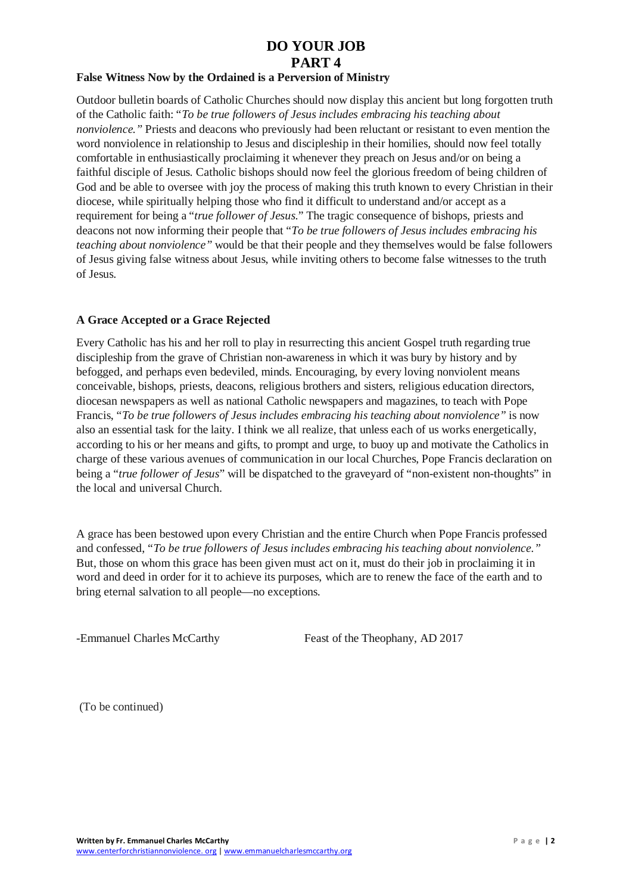# DO YOUR JOB
# PART 4

**False Witness Now by the Ordained is a Perversion of Ministry**

Outdoor bulletin boards of Catholic Churches should now display this ancient but long forgotten truth of the Catholic faith: "*To be true followers of Jesus includes embracing his teaching about nonviolence."* Priests and deacons who previously had been reluctant or resistant to even mention the word nonviolence in relationship to Jesus and discipleship in their homilies, should now feel totally comfortable in enthusiastically proclaiming it whenever they preach on Jesus and/or on being a faithful disciple of Jesus. Catholic bishops should now feel the glorious freedom of being children of God and be able to oversee with joy the process of making this truth known to every Christian in their diocese, while spiritually helping those who find it difficult to understand and/or accept as a requirement for being a "*true follower of Jesus.*" The tragic consequence of bishops, priests and deacons not now informing their people that "*To be true followers of Jesus includes embracing his teaching about nonviolence"* would be that their people and they themselves would be false followers of Jesus giving false witness about Jesus, while inviting others to become false witnesses to the truth of Jesus.

**A Grace Accepted or a Grace Rejected**

Every Catholic has his and her roll to play in resurrecting this ancient Gospel truth regarding true discipleship from the grave of Christian non-awareness in which it was bury by history and by befogged, and perhaps even bedeviled, minds. Encouraging, by every loving nonviolent means conceivable, bishops, priests, deacons, religious brothers and sisters, religious education directors, diocesan newspapers as well as national Catholic newspapers and magazines, to teach with Pope Francis, "*To be true followers of Jesus includes embracing his teaching about nonviolence"* is now also an essential task for the laity. I think we all realize, that unless each of us works energetically, according to his or her means and gifts, to prompt and urge, to buoy up and motivate the Catholics in charge of these various avenues of communication in our local Churches, Pope Francis declaration on being a "*true follower of Jesus*" will be dispatched to the graveyard of "non-existent non-thoughts" in the local and universal Church.

A grace has been bestowed upon every Christian and the entire Church when Pope Francis professed and confessed, "*To be true followers of Jesus includes embracing his teaching about nonviolence."* But, those on whom this grace has been given must act on it, must do their job in proclaiming it in word and deed in order for it to achieve its purposes, which are to renew the face of the earth and to bring eternal salvation to all people—no exceptions.

-Emmanuel Charles McCarthy &nbsp;&nbsp;&nbsp;&nbsp;&nbsp;&nbsp;&nbsp;&nbsp; Feast of the Theophany, AD 2017

(To be continued)